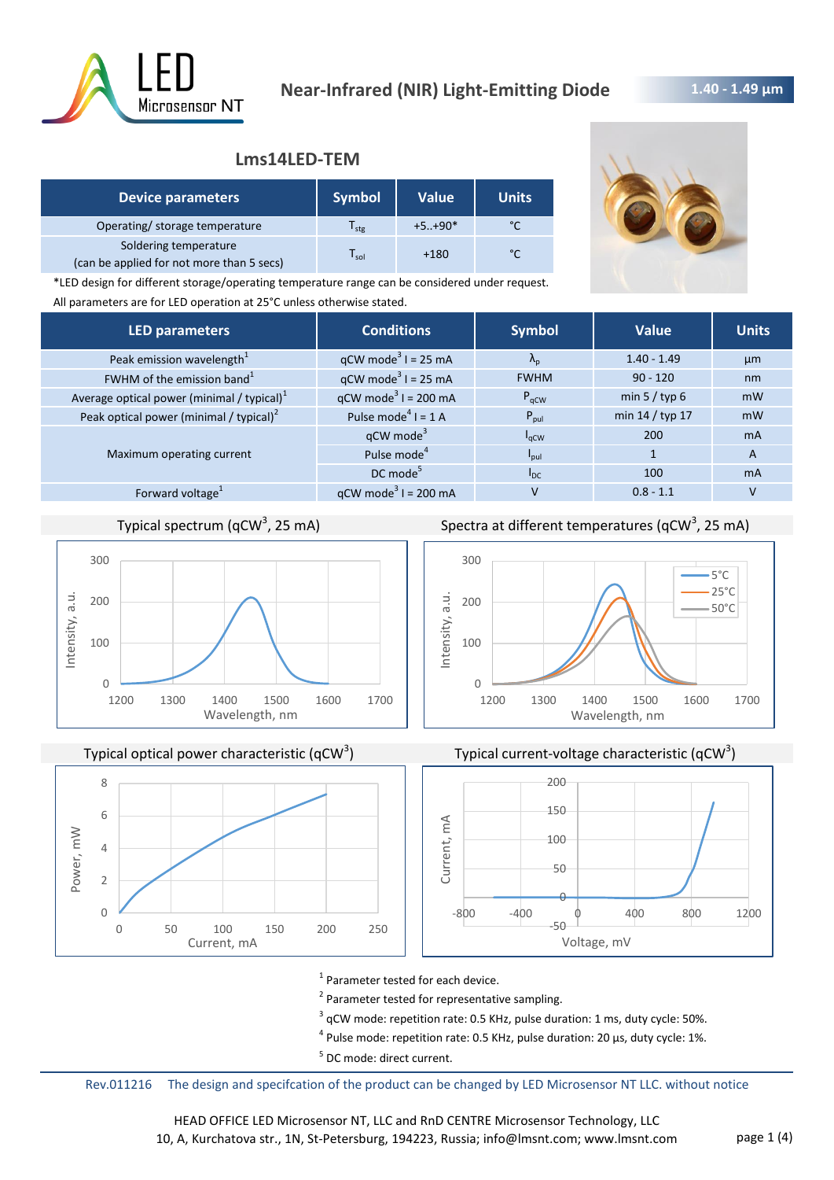# Near-Infrared (NIR) Light-Emitting Diode

**1.40 - 1.49 µm**

## Lms14LED-TEM

| Device parameters | Symbol | Value | Units |
|---|---|---|---|
| Operating/ storage temperature | $T_{stg}$ | +5..+90* | °C |
| Soldering temperature (can be applied for not more than 5 secs) | $T_{sol}$ | +180 | °C |

*LED design for different storage/operating temperature range can be considered under request.

All parameters are for LED operation at 25°C unless otherwise stated.

| LED parameters | Conditions | Symbol | Value | Units |
|---|---|---|---|---|
| Peak emission wavelength[1] | qCW mode[3] I = 25 mA | $\lambda_p$ | 1.40 - 1.49 | µm |
| FWHM of the emission band[1] | qCW mode[3] I = 25 mA | FWHM | 90 - 120 | nm |
| Average optical power (minimal / typical)[1] | qCW mode[3] I = 200 mA | $P_{qCW}$ | min 5 / typ 6 | mW |
| Peak optical power (minimal / typical)[2] | Pulse mode[4] I = 1 A | $P_{pul}$ | min 14 / typ 17 | mW |
| Maximum operating current | qCW mode[3] | $I_{qCW}$ | 200 | mA |
| | Pulse mode[4] | $I_{pul}$ | 1 | A |
| | DC mode[5] | $I_{DC}$ | 100 | mA |
| Forward voltage[1] | qCW mode[3] I = 200 mA | V | 0.8 - 1.1 | V |

Typical spectrum (qCW[3], 25 mA)

Spectra at different temperatures (qCW[3], 25 mA)

Typical optical power characteristic (qCW[3])

Typical current-voltage characteristic (qCW[3])

[1] Parameter tested for each device.

[2] Parameter tested for representative sampling.

[3] qCW mode: repetition rate: 0.5 KHz, pulse duration: 1 ms, duty cycle: 50%.

[4] Pulse mode: repetition rate: 0.5 KHz, pulse duration: 20 µs, duty cycle: 1%.

[5] DC mode: direct current.

Rev.011216 The design and specifcation of the product can be changed by LED Microsensor NT LLC. without notice

HEAD OFFICE LED Microsensor NT, LLC and RnD CENTRE Microsensor Technology, LLC
10, A, Kurchatova str., 1N, St-Petersburg, 194223, Russia; info@lmsnt.com; www.lmsnt.com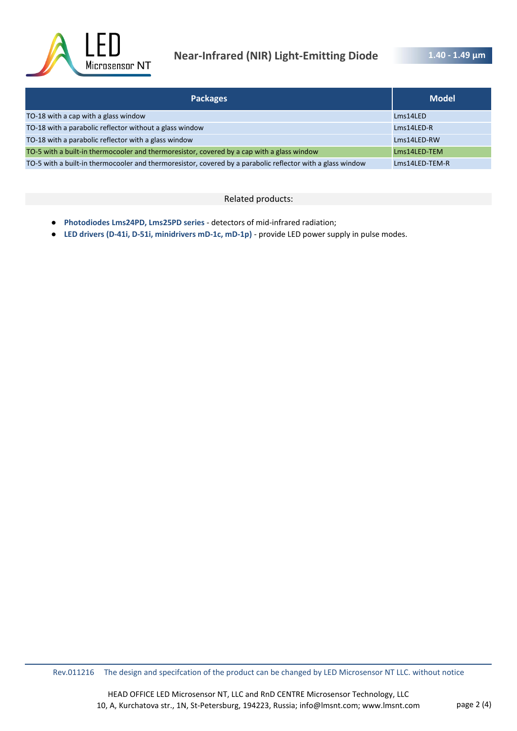| Packages | Model |
|---|---|
| TO-18 with a cap with a glass window | Lms14LED |
| TO-18 with a parabolic reflector without a glass window | Lms14LED-R |
| TO-18 with a parabolic reflector with a glass window | Lms14LED-RW |
| TO-5 with a built-in thermocooler and thermoresistor, covered by a cap with a glass window | Lms14LED-TEM |
| TO-5 with a built-in thermocooler and thermoresistor, covered by a parabolic reflector with a glass window | Lms14LED-TEM-R |

Related products:

- **Photodiodes Lms24PD, Lms25PD series** - detectors of mid-infrared radiation;
- **LED drivers (D-41i, D-51i, minidrivers mD-1c, mD-1p)** - provide LED power supply in pulse modes.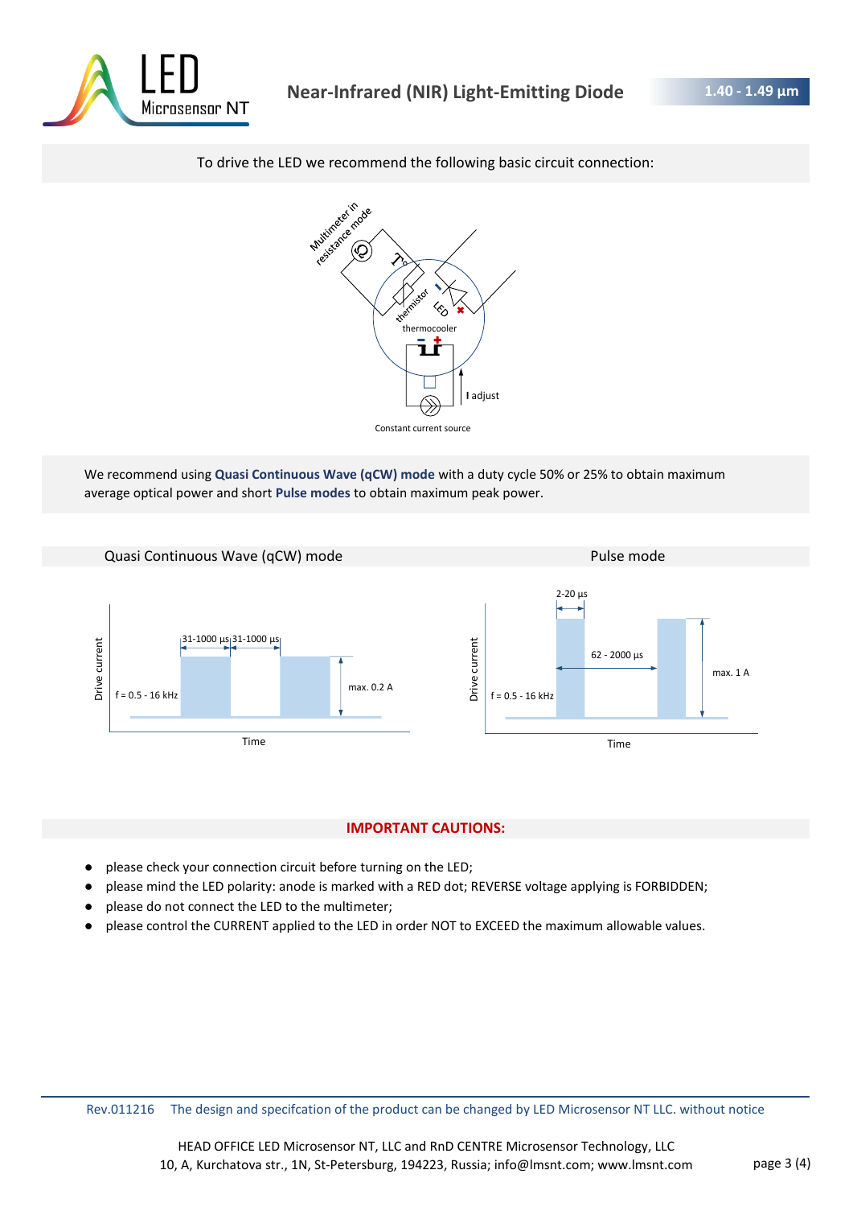To drive the LED we recommend the following basic circuit connection:

Multimeter in resistance mode

thermistor

LED

thermocooler

I adjust

Constant current source

We recommend using **Quasi Continuous Wave (qCW) mode** with a duty cycle 50% or 25% to obtain maximum average optical power and short **Pulse modes** to obtain maximum peak power.

Quasi Continuous Wave (qCW) mode

31-1000 µs | 31-1000 µs

f = 0.5 - 16 kHz

max. 0.2 A

Drive current

Time

Pulse mode

2-20 µs

62 - 2000 µs

f = 0.5 - 16 kHz

max. 1 A

Drive current

Time

**IMPORTANT CAUTIONS:**

- please check your connection circuit before turning on the LED;
- please mind the LED polarity: anode is marked with a RED dot; REVERSE voltage applying is FORBIDDEN;
- please do not connect the LED to the multimeter;
- please control the CURRENT applied to the LED in order NOT to EXCEED the maximum allowable values.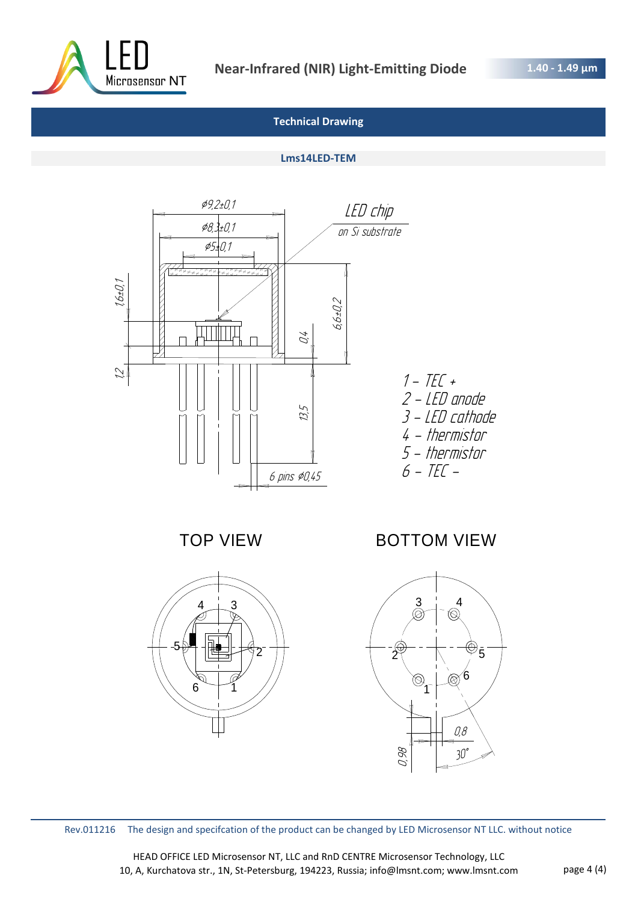## Technical Drawing

### Lms14LED-TEM

ø9,2±0,1

ø8,3±0,1

ø5±0,1

LED chip

on Si substrate

1,6±0,1

6,6±0,2

0,4

1,2

13,5

6 pins ø0,45

1 – TEC +
2 – LED anode
3 – LED cathode
4 – thermistor
5 – thermistor
6 – TEC –

TOP VIEW

4 3 5 2 6 1

BOTTOM VIEW

3 4 2 5 1 6

0,8

0,98

30°

Rev.011216 The design and specifcation of the product can be changed by LED Microsensor NT LLC. without notice

HEAD OFFICE LED Microsensor NT, LLC and RnD CENTRE Microsensor Technology, LLC
10, A, Kurchatova str., 1N, St-Petersburg, 194223, Russia; info@lmsnt.com; www.lmsnt.com